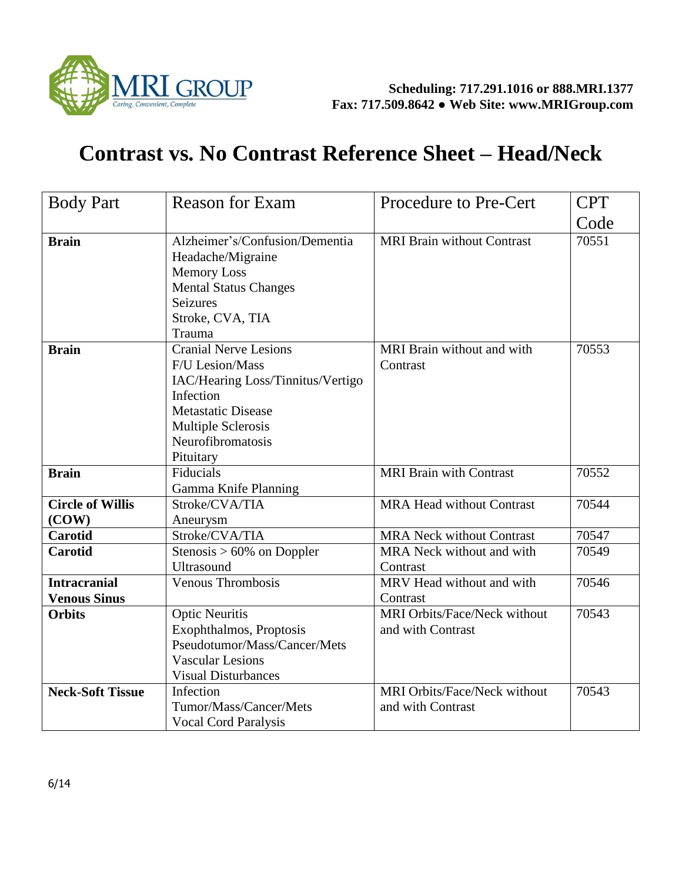MRI GROUP
Caring, Convenient, Complete

**Scheduling: 717.291.1016 or 888.MRI.1377**
**Fax: 717.509.8642 ● Web Site: www.MRIGroup.com**

# Contrast vs. No Contrast Reference Sheet – Head/Neck

| Body Part | Reason for Exam | Procedure to Pre-Cert | CPT Code |
|---|---|---|---|
| **Brain** | Alzheimer's/Confusion/Dementia<br>Headache/Migraine<br>Memory Loss<br>Mental Status Changes<br>Seizures<br>Stroke, CVA, TIA<br>Trauma | MRI Brain without Contrast | 70551 |
| **Brain** | Cranial Nerve Lesions<br>F/U Lesion/Mass<br>IAC/Hearing Loss/Tinnitus/Vertigo<br>Infection<br>Metastatic Disease<br>Multiple Sclerosis<br>Neurofibromatosis<br>Pituitary | MRI Brain without and with Contrast | 70553 |
| **Brain** | Fiducials<br>Gamma Knife Planning | MRI Brain with Contrast | 70552 |
| **Circle of Willis (COW)** | Stroke/CVA/TIA<br>Aneurysm | MRA Head without Contrast | 70544 |
| **Carotid** | Stroke/CVA/TIA | MRA Neck without Contrast | 70547 |
| **Carotid** | Stenosis > 60% on Doppler Ultrasound | MRA Neck without and with Contrast | 70549 |
| **Intracranial Venous Sinus** | Venous Thrombosis | MRV Head without and with Contrast | 70546 |
| **Orbits** | Optic Neuritis<br>Exophthalmos, Proptosis<br>Pseudotumor/Mass/Cancer/Mets<br>Vascular Lesions<br>Visual Disturbances | MRI Orbits/Face/Neck without and with Contrast | 70543 |
| **Neck-Soft Tissue** | Infection<br>Tumor/Mass/Cancer/Mets<br>Vocal Cord Paralysis | MRI Orbits/Face/Neck without and with Contrast | 70543 |

6/14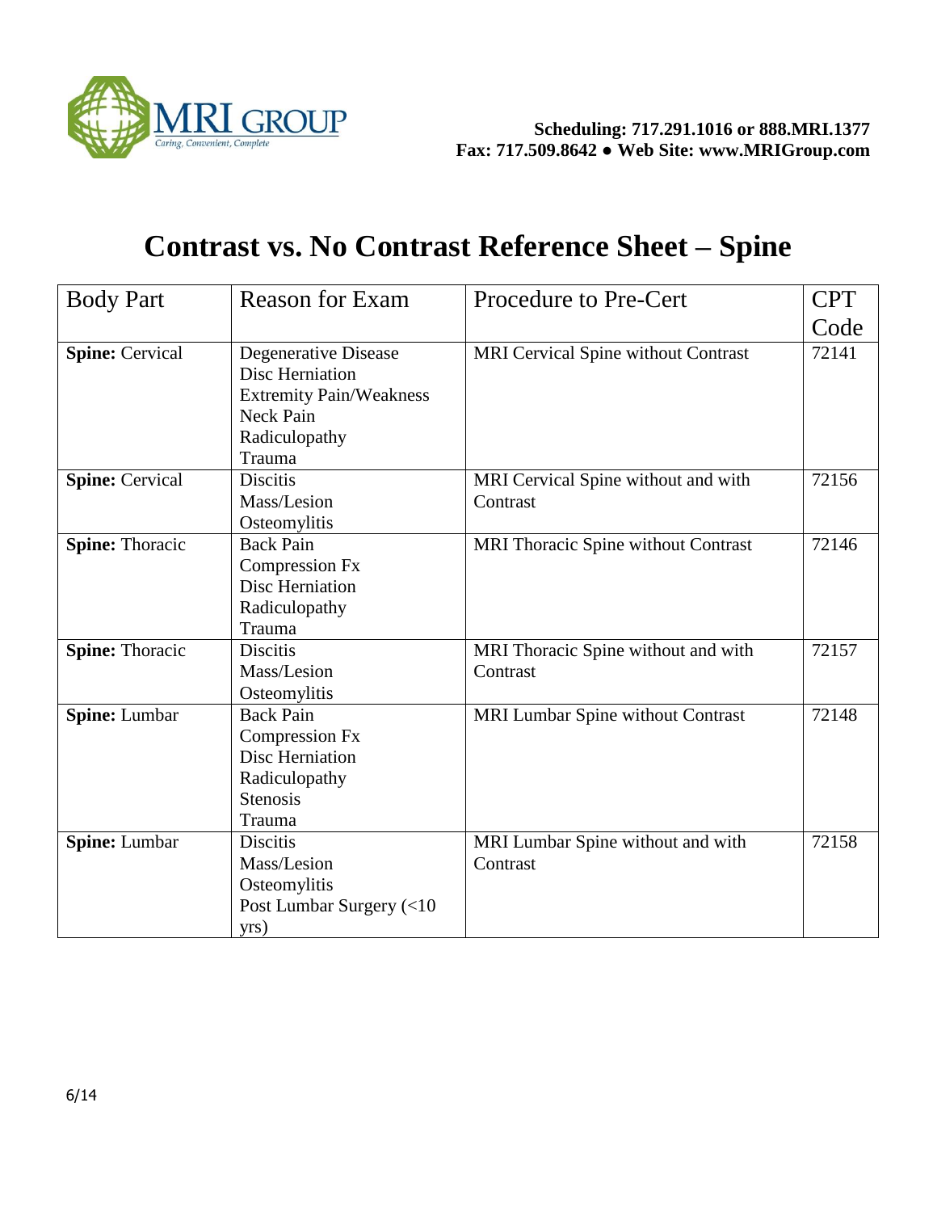Scheduling: 717.291.1016 or 888.MRI.1377
Fax: 717.509.8642 ● Web Site: www.MRIGroup.com

# Contrast vs. No Contrast Reference Sheet – Spine

| Body Part | Reason for Exam | Procedure to Pre-Cert | CPT Code |
|---|---|---|---|
| **Spine:** Cervical | Degenerative Disease<br>Disc Herniation<br>Extremity Pain/Weakness<br>Neck Pain<br>Radiculopathy<br>Trauma | MRI Cervical Spine without Contrast | 72141 |
| **Spine:** Cervical | Discitis<br>Mass/Lesion<br>Osteomylitis | MRI Cervical Spine without and with Contrast | 72156 |
| **Spine:** Thoracic | Back Pain<br>Compression Fx<br>Disc Herniation<br>Radiculopathy<br>Trauma | MRI Thoracic Spine without Contrast | 72146 |
| **Spine:** Thoracic | Discitis<br>Mass/Lesion<br>Osteomylitis | MRI Thoracic Spine without and with Contrast | 72157 |
| **Spine:** Lumbar | Back Pain<br>Compression Fx<br>Disc Herniation<br>Radiculopathy<br>Stenosis<br>Trauma | MRI Lumbar Spine without Contrast | 72148 |
| **Spine:** Lumbar | Discitis<br>Mass/Lesion<br>Osteomylitis<br>Post Lumbar Surgery (<10 yrs) | MRI Lumbar Spine without and with Contrast | 72158 |

6/14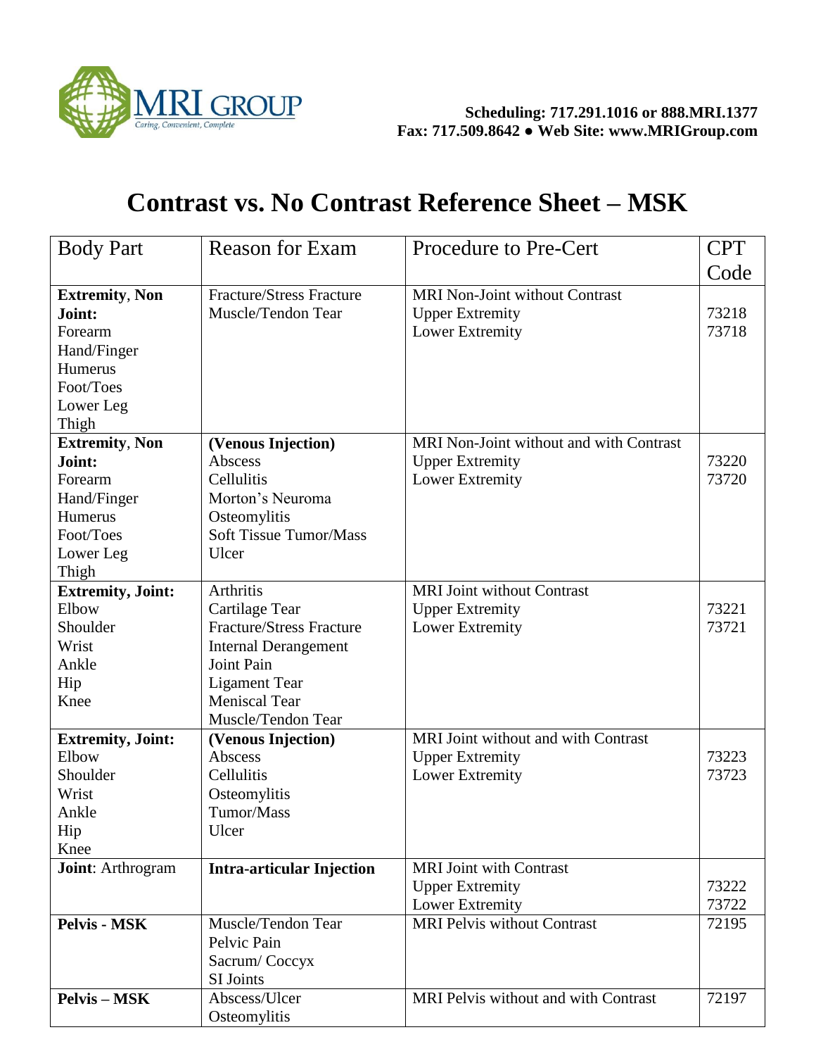Scheduling: 717.291.1016 or 888.MRI.1377
Fax: 717.509.8642 ● Web Site: www.MRIGroup.com

# Contrast vs. No Contrast Reference Sheet – MSK

| Body Part | Reason for Exam | Procedure to Pre-Cert | CPT Code |
|---|---|---|---|
| **Extremity**, **Non Joint:**<br>Forearm<br>Hand/Finger<br>Humerus<br>Foot/Toes<br>Lower Leg<br>Thigh | Fracture/Stress Fracture<br>Muscle/Tendon Tear | MRI Non-Joint without Contrast<br>Upper Extremity<br>Lower Extremity | <br>73218<br>73718 |
| **Extremity**, **Non Joint:**<br>Forearm<br>Hand/Finger<br>Humerus<br>Foot/Toes<br>Lower Leg<br>Thigh | **(Venous Injection)**<br>Abscess<br>Cellulitis<br>Morton's Neuroma<br>Osteomylitis<br>Soft Tissue Tumor/Mass<br>Ulcer | MRI Non-Joint without and with Contrast<br>Upper Extremity<br>Lower Extremity | <br>73220<br>73720 |
| **Extremity, Joint:**<br>Elbow<br>Shoulder<br>Wrist<br>Ankle<br>Hip<br>Knee | Arthritis<br>Cartilage Tear<br>Fracture/Stress Fracture<br>Internal Derangement<br>Joint Pain<br>Ligament Tear<br>Meniscal Tear<br>Muscle/Tendon Tear | MRI Joint without Contrast<br>Upper Extremity<br>Lower Extremity | <br>73221<br>73721 |
| **Extremity, Joint:**<br>Elbow<br>Shoulder<br>Wrist<br>Ankle<br>Hip<br>Knee | **(Venous Injection)**<br>Abscess<br>Cellulitis<br>Osteomylitis<br>Tumor/Mass<br>Ulcer | MRI Joint without and with Contrast<br>Upper Extremity<br>Lower Extremity | <br>73223<br>73723 |
| **Joint**: Arthrogram | **Intra-articular Injection** | MRI Joint with Contrast<br>Upper Extremity<br>Lower Extremity | <br>73222<br>73722 |
| **Pelvis - MSK** | Muscle/Tendon Tear<br>Pelvic Pain<br>Sacrum/ Coccyx<br>SI Joints | MRI Pelvis without Contrast | 72195 |
| **Pelvis – MSK** | Abscess/Ulcer<br>Osteomylitis | MRI Pelvis without and with Contrast | 72197 |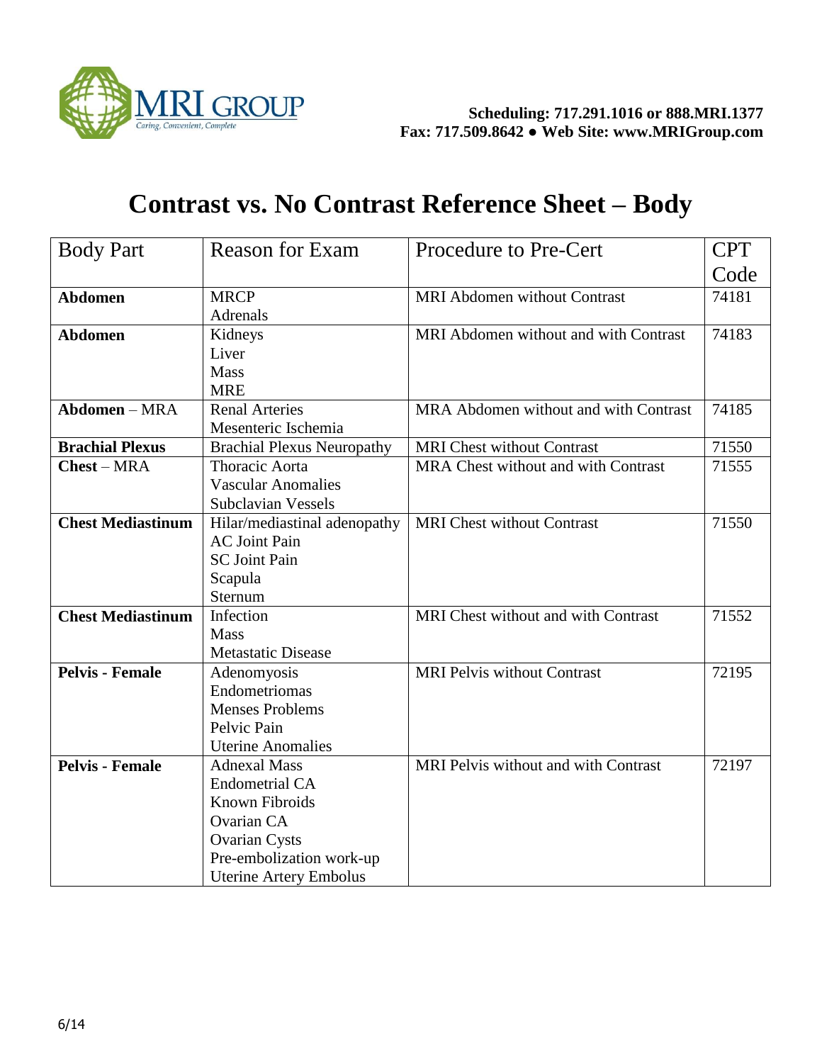MRI GROUP
Caring, Convenient, Complete

**Scheduling: 717.291.1016 or 888.MRI.1377**
**Fax: 717.509.8642 ● Web Site: www.MRIGroup.com**

# Contrast vs. No Contrast Reference Sheet – Body

| Body Part | Reason for Exam | Procedure to Pre-Cert | CPT Code |
|---|---|---|---|
| **Abdomen** | MRCP<br>Adrenals | MRI Abdomen without Contrast | 74181 |
| **Abdomen** | Kidneys<br>Liver<br>Mass<br>MRE | MRI Abdomen without and with Contrast | 74183 |
| **Abdomen** – MRA | Renal Arteries<br>Mesenteric Ischemia | MRA Abdomen without and with Contrast | 74185 |
| **Brachial Plexus** | Brachial Plexus Neuropathy | MRI Chest without Contrast | 71550 |
| **Chest** – MRA | Thoracic Aorta<br>Vascular Anomalies<br>Subclavian Vessels | MRA Chest without and with Contrast | 71555 |
| **Chest Mediastinum** | Hilar/mediastinal adenopathy<br>AC Joint Pain<br>SC Joint Pain<br>Scapula<br>Sternum | MRI Chest without Contrast | 71550 |
| **Chest Mediastinum** | Infection<br>Mass<br>Metastatic Disease | MRI Chest without and with Contrast | 71552 |
| **Pelvis - Female** | Adenomyosis<br>Endometriomas<br>Menses Problems<br>Pelvic Pain<br>Uterine Anomalies | MRI Pelvis without Contrast | 72195 |
| **Pelvis - Female** | Adnexal Mass<br>Endometrial CA<br>Known Fibroids<br>Ovarian CA<br>Ovarian Cysts<br>Pre-embolization work-up<br>Uterine Artery Embolus | MRI Pelvis without and with Contrast | 72197 |

6/14